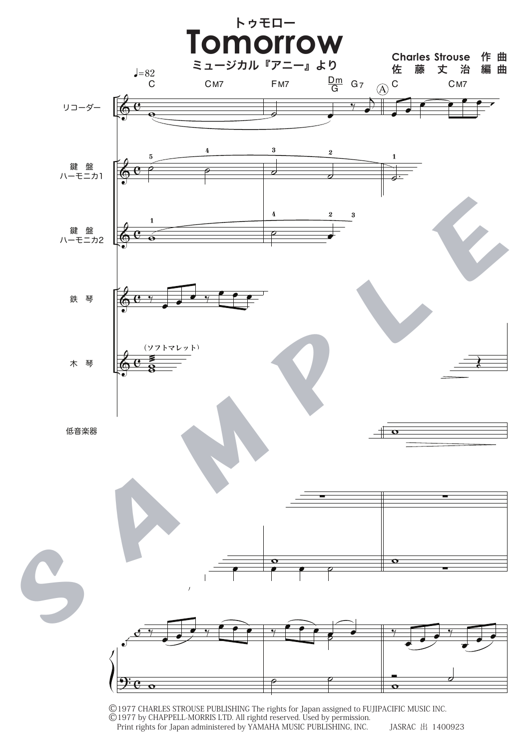# トゥモロー
# Tomorrow

ミュージカル『アニー』より

Charles Strouse 作曲
佐藤丈治 編曲

©1977 CHARLES STROUSE PUBLISHING The rights for Japan assigned to FUJIPACIFIC MUSIC INC.
©1977 by CHAPPELL-MORRIS LTD. All rightd reserved. Used by permission.
Print rights for Japan administered by YAMAHA MUSIC PUBLISHING, INC. JASRAC 出 1400923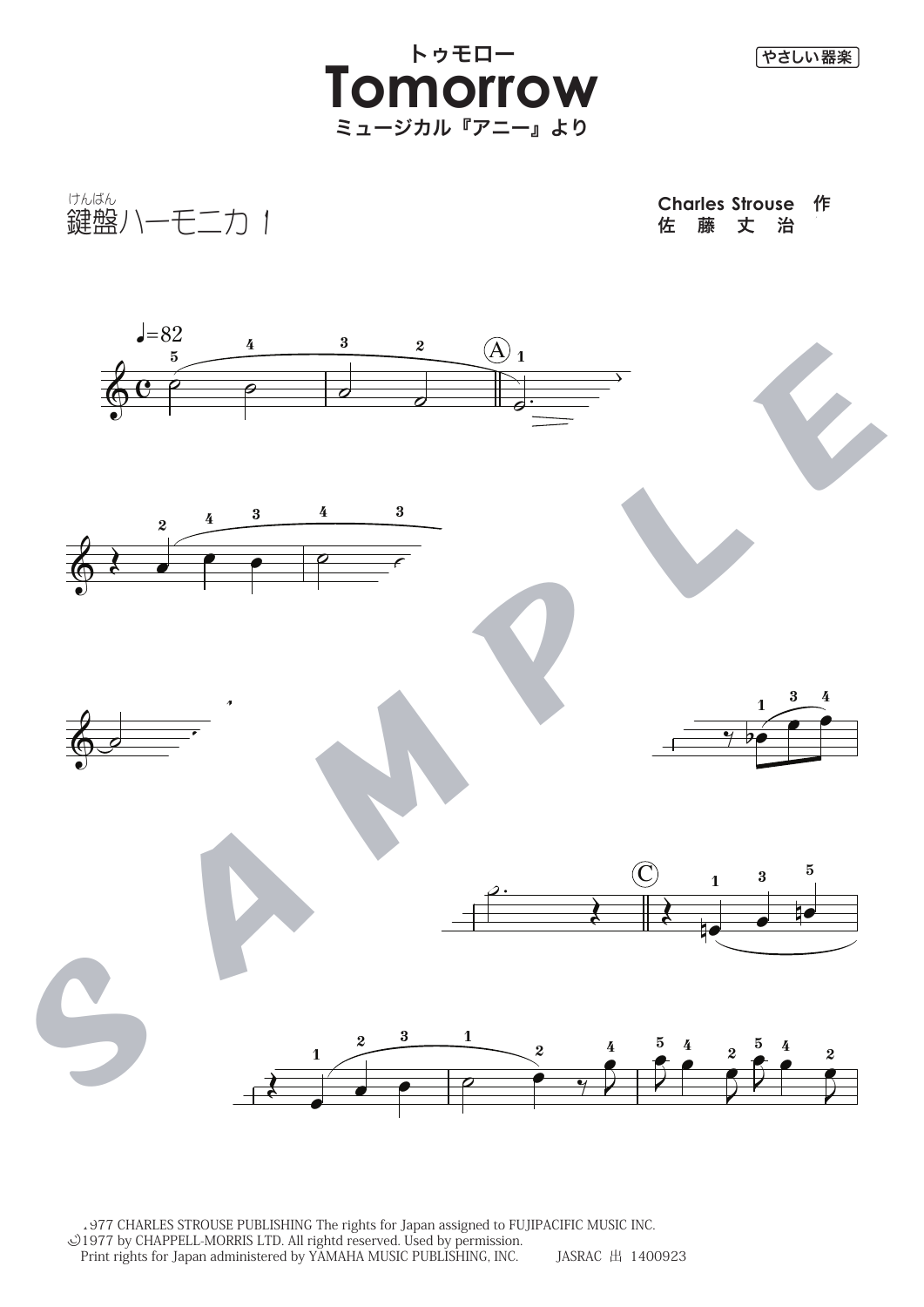トゥモロー
# Tomorrow
ミュージカル『アニー』より

やさしい器楽

けんばん
鍵盤ハーモニカ 1

Charles Strouse 作
佐 藤 丈 治

1977 CHARLES STROUSE PUBLISHING The rights for Japan assigned to FUJIPACIFIC MUSIC INC.
©1977 by CHAPPELL-MORRIS LTD. All rightd reserved. Used by permission.
Print rights for Japan administered by YAMAHA MUSIC PUBLISHING, INC. JASRAC 出 1400923